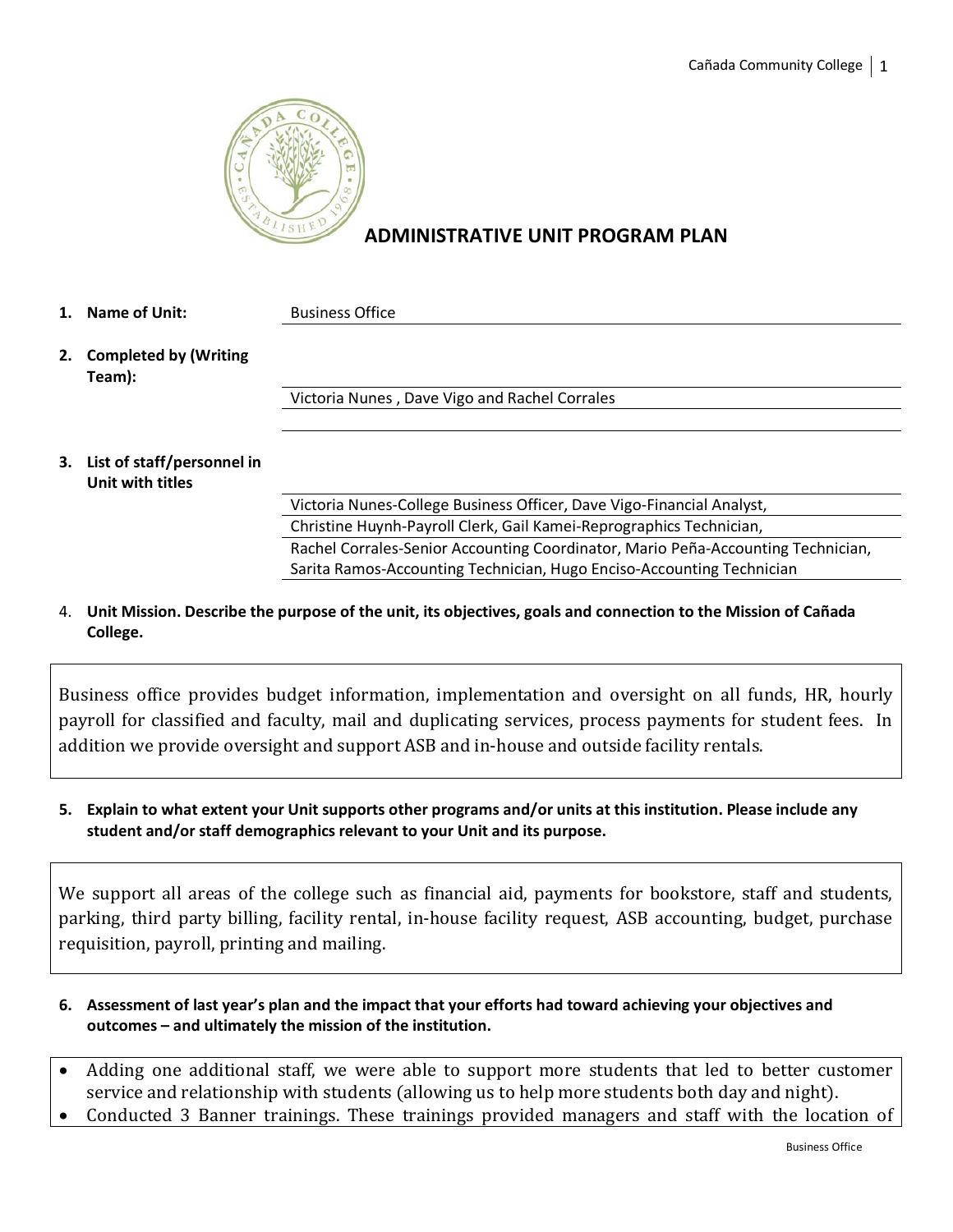# ADMINISTRATIVE UNIT PROGRAM PLAN

1. **Name of Unit:** Business Office

2. **Completed by (Writing Team):** Victoria Nunes , Dave Vigo and Rachel Corrales

3. **List of staff/personnel in Unit with titles**

   Victoria Nunes-College Business Officer, Dave Vigo-Financial Analyst,
   Christine Huynh-Payroll Clerk, Gail Kamei-Reprographics Technician,
   Rachel Corrales-Senior Accounting Coordinator, Mario Peña-Accounting Technician,
   Sarita Ramos-Accounting Technician, Hugo Enciso-Accounting Technician

4. **Unit Mission. Describe the purpose of the unit, its objectives, goals and connection to the Mission of Cañada College.**

Business office provides budget information, implementation and oversight on all funds, HR, hourly payroll for classified and faculty, mail and duplicating services, process payments for student fees. In addition we provide oversight and support ASB and in-house and outside facility rentals.

5. **Explain to what extent your Unit supports other programs and/or units at this institution. Please include any student and/or staff demographics relevant to your Unit and its purpose.**

We support all areas of the college such as financial aid, payments for bookstore, staff and students, parking, third party billing, facility rental, in-house facility request, ASB accounting, budget, purchase requisition, payroll, printing and mailing.

6. **Assessment of last year's plan and the impact that your efforts had toward achieving your objectives and outcomes – and ultimately the mission of the institution.**

- Adding one additional staff, we were able to support more students that led to better customer service and relationship with students (allowing us to help more students both day and night).
- Conducted 3 Banner trainings. These trainings provided managers and staff with the location of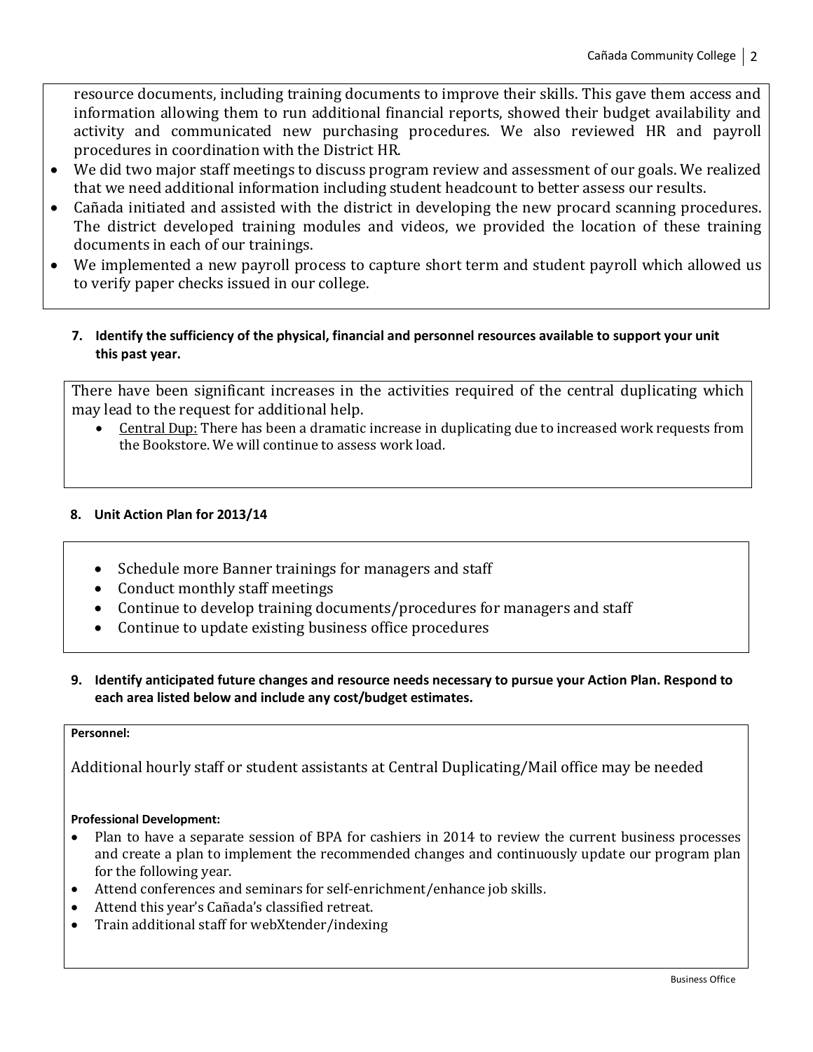resource documents, including training documents to improve their skills. This gave them access and information allowing them to run additional financial reports, showed their budget availability and activity and communicated new purchasing procedures. We also reviewed HR and payroll procedures in coordination with the District HR.

- We did two major staff meetings to discuss program review and assessment of our goals. We realized that we need additional information including student headcount to better assess our results.
- Cañada initiated and assisted with the district in developing the new procard scanning procedures. The district developed training modules and videos, we provided the location of these training documents in each of our trainings.
- We implemented a new payroll process to capture short term and student payroll which allowed us to verify paper checks issued in our college.

**7. Identify the sufficiency of the physical, financial and personnel resources available to support your unit this past year.**

There have been significant increases in the activities required of the central duplicating which may lead to the request for additional help.

- Central Dup: There has been a dramatic increase in duplicating due to increased work requests from the Bookstore. We will continue to assess work load.

**8. Unit Action Plan for 2013/14**

- Schedule more Banner trainings for managers and staff
- Conduct monthly staff meetings
- Continue to develop training documents/procedures for managers and staff
- Continue to update existing business office procedures

**9. Identify anticipated future changes and resource needs necessary to pursue your Action Plan. Respond to each area listed below and include any cost/budget estimates.**

**Personnel:**

Additional hourly staff or student assistants at Central Duplicating/Mail office may be needed

**Professional Development:**

- Plan to have a separate session of BPA for cashiers in 2014 to review the current business processes and create a plan to implement the recommended changes and continuously update our program plan for the following year.
- Attend conferences and seminars for self-enrichment/enhance job skills.
- Attend this year's Cañada's classified retreat.
- Train additional staff for webXtender/indexing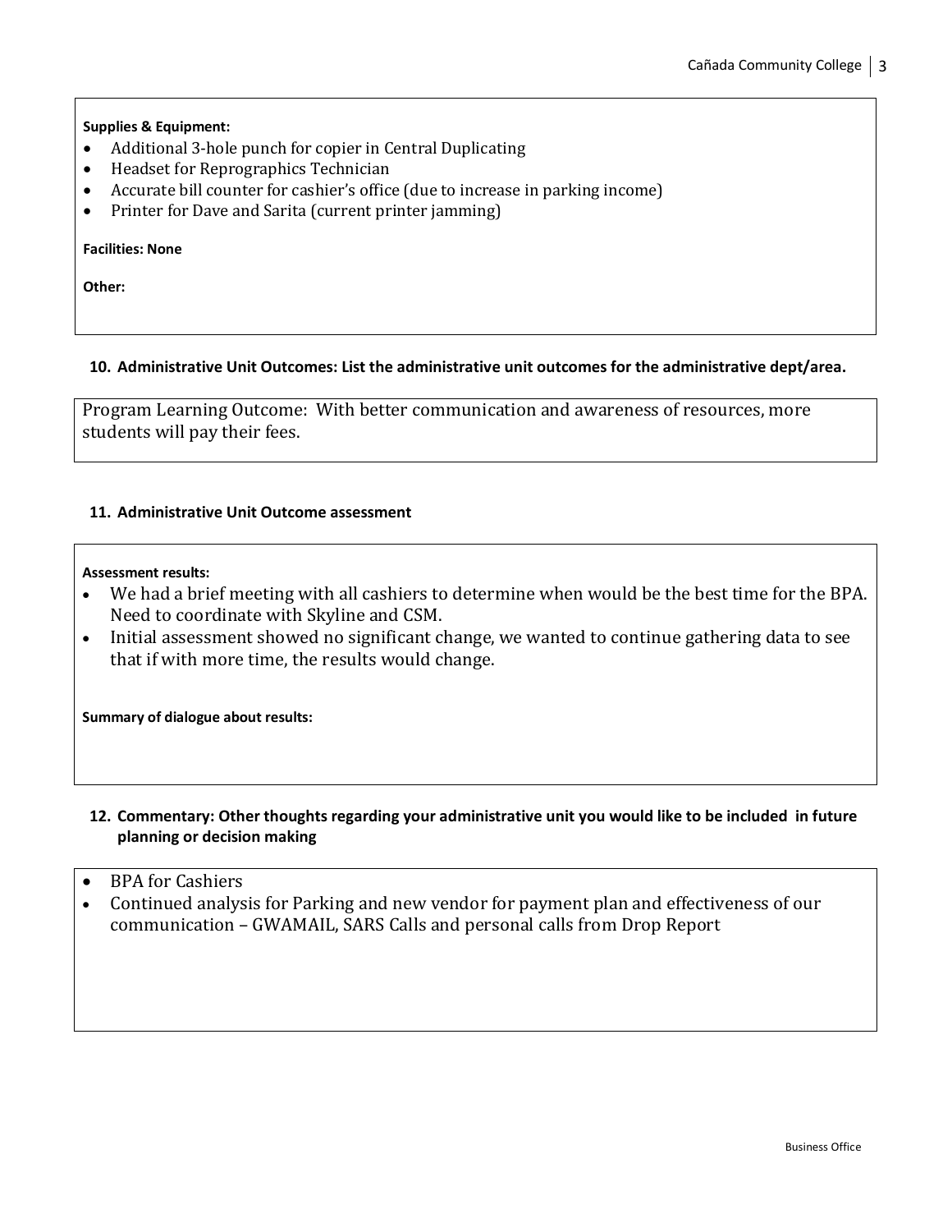**Supplies & Equipment:**

- Additional 3-hole punch for copier in Central Duplicating
- Headset for Reprographics Technician
- Accurate bill counter for cashier's office (due to increase in parking income)
- Printer for Dave and Sarita (current printer jamming)

**Facilities: None**

**Other:**

**10. Administrative Unit Outcomes: List the administrative unit outcomes for the administrative dept/area.**

Program Learning Outcome: With better communication and awareness of resources, more students will pay their fees.

**11. Administrative Unit Outcome assessment**

**Assessment results:**

- We had a brief meeting with all cashiers to determine when would be the best time for the BPA. Need to coordinate with Skyline and CSM.
- Initial assessment showed no significant change, we wanted to continue gathering data to see that if with more time, the results would change.

**Summary of dialogue about results:**

**12. Commentary: Other thoughts regarding your administrative unit you would like to be included in future planning or decision making**

- BPA for Cashiers
- Continued analysis for Parking and new vendor for payment plan and effectiveness of our communication – GWAMAIL, SARS Calls and personal calls from Drop Report